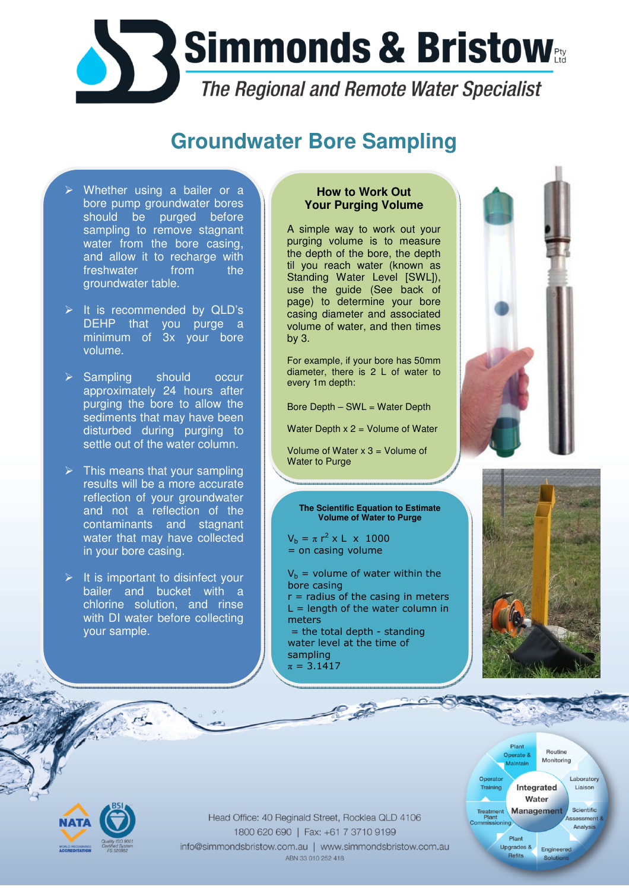# Simmonds & Bristow Pty Ltd

*The Regional and Remote Water Specialist*

## Groundwater Bore Sampling

- Whether using a bailer or a bore pump groundwater bores should be purged before sampling to remove stagnant water from the bore casing, and allow it to recharge with freshwater from the groundwater table.
- It is recommended by QLD's DEHP that you purge a minimum of 3x your bore volume.
- Sampling should occur approximately 24 hours after purging the bore to allow the sediments that may have been disturbed during purging to settle out of the water column.
- This means that your sampling results will be a more accurate reflection of your groundwater and not a reflection of the contaminants and stagnant water that may have collected in your bore casing.
- It is important to disinfect your bailer and bucket with a chlorine solution, and rinse with DI water before collecting your sample.

### How to Work Out Your Purging Volume

A simple way to work out your purging volume is to measure the depth of the bore, the depth til you reach water (known as Standing Water Level [SWL]), use the guide (See back of page) to determine your bore casing diameter and associated volume of water, and then times by 3.

For example, if your bore has 50mm diameter, there is 2 L of water to every 1m depth:

Bore Depth – SWL = Water Depth

Water Depth x 2 = Volume of Water

Volume of Water x 3 = Volume of Water to Purge

### The Scientific Equation to Estimate Volume of Water to Purge

$V_b = \pi r^2 \times L \times 1000$
= on casing volume

$V_b$ = volume of water within the bore casing
r = radius of the casing in meters
L = length of the water column in meters
= the total depth - standing water level at the time of sampling
$\pi = 3.1417$

Integrated Water Management: Plant Operate & Maintain; Routine Monitoring; Laboratory Liaison; Scientific Assessment & Analysis; Engineered Solutions; Plant Upgrades & Refits; Treatment Plant Commissioning; Operator Training

Head Office: 40 Reginald Street, Rocklea QLD 4106
1800 620 690 | Fax: +61 7 3710 9199
info@simmondsbristow.com.au | www.simmondsbristow.com.au
ABN 33 010 252 418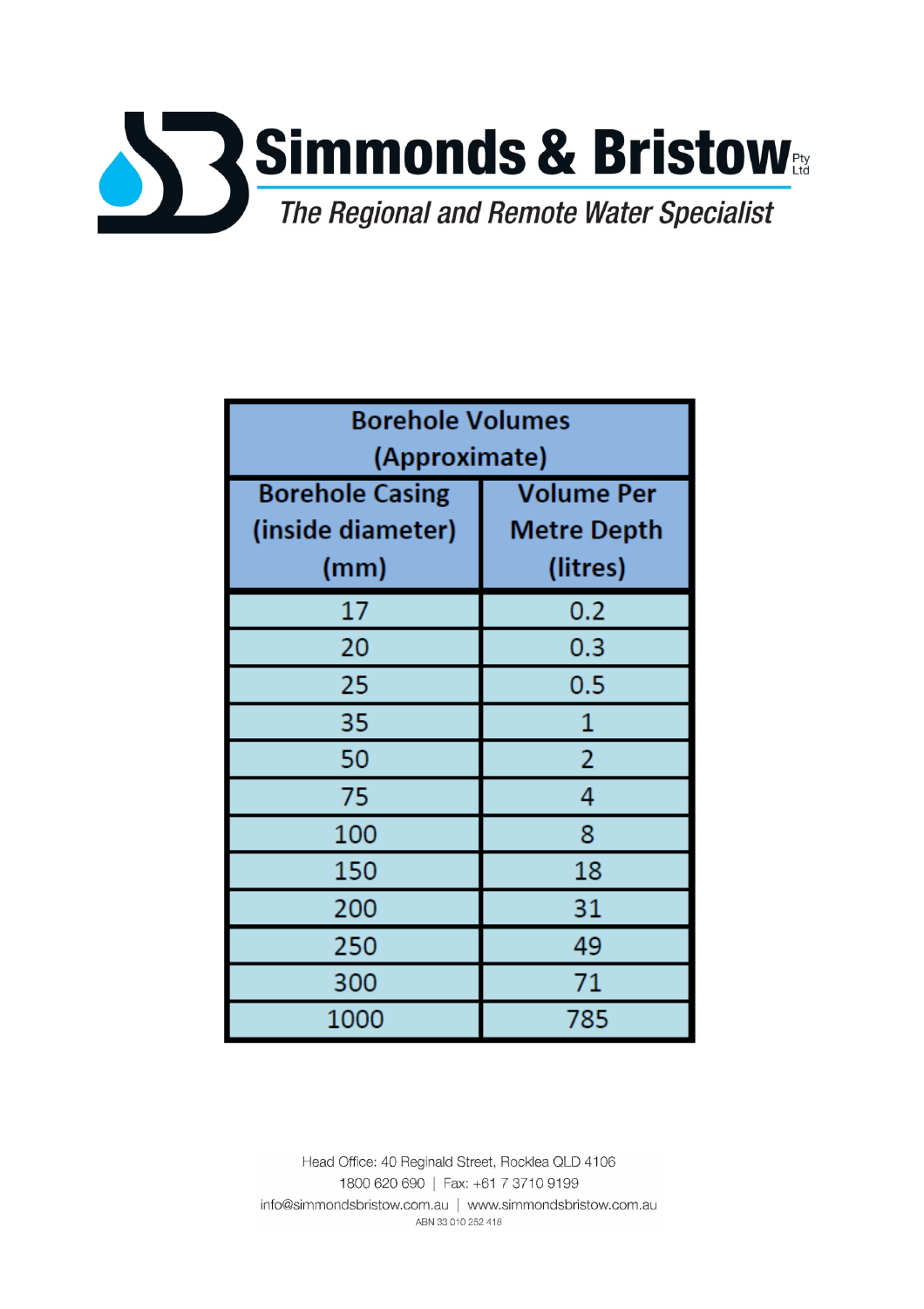# Simmonds & Bristow Pty Ltd

*The Regional and Remote Water Specialist*

| Borehole Volumes (Approximate) | |
|---|---|
| **Borehole Casing (inside diameter) (mm)** | **Volume Per Metre Depth (litres)** |
| 17 | 0.2 |
| 20 | 0.3 |
| 25 | 0.5 |
| 35 | 1 |
| 50 | 2 |
| 75 | 4 |
| 100 | 8 |
| 150 | 18 |
| 200 | 31 |
| 250 | 49 |
| 300 | 71 |
| 1000 | 785 |

Head Office: 40 Reginald Street, Rocklea QLD 4106
1800 620 690 | Fax: +61 7 3710 9199
info@simmondsbristow.com.au | www.simmondsbristow.com.au
ABN 33 010 252 418